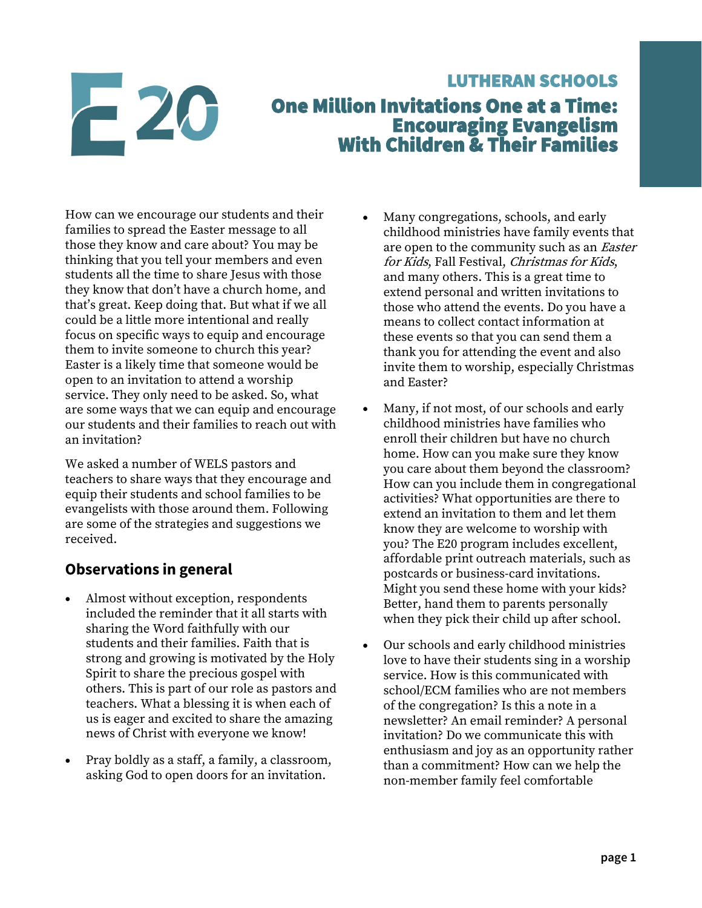E20

LUTHERAN SCHOOLS

# One Million Invitations One at a Time: Encouraging Evangelism With Children & Their Families

How can we encourage our students and their families to spread the Easter message to all those they know and care about? You may be thinking that you tell your members and even students all the time to share Jesus with those they know that don't have a church home, and that's great. Keep doing that. But what if we all could be a little more intentional and really focus on specific ways to equip and encourage them to invite someone to church this year? Easter is a likely time that someone would be open to an invitation to attend a worship service. They only need to be asked. So, what are some ways that we can equip and encourage our students and their families to reach out with an invitation?

We asked a number of WELS pastors and teachers to share ways that they encourage and equip their students and school families to be evangelists with those around them. Following are some of the strategies and suggestions we received.

## Observations in general

- Almost without exception, respondents included the reminder that it all starts with sharing the Word faithfully with our students and their families. Faith that is strong and growing is motivated by the Holy Spirit to share the precious gospel with others. This is part of our role as pastors and teachers. What a blessing it is when each of us is eager and excited to share the amazing news of Christ with everyone we know!
- Pray boldly as a staff, a family, a classroom, asking God to open doors for an invitation.
- Many congregations, schools, and early childhood ministries have family events that are open to the community such as an *Easter for Kids,* Fall Festival, *Christmas for Kids,* and many others. This is a great time to extend personal and written invitations to those who attend the events. Do you have a means to collect contact information at these events so that you can send them a thank you for attending the event and also invite them to worship, especially Christmas and Easter?
- Many, if not most, of our schools and early childhood ministries have families who enroll their children but have no church home. How can you make sure they know you care about them beyond the classroom? How can you include them in congregational activities? What opportunities are there to extend an invitation to them and let them know they are welcome to worship with you? The E20 program includes excellent, affordable print outreach materials, such as postcards or business-card invitations. Might you send these home with your kids? Better, hand them to parents personally when they pick their child up after school.
- Our schools and early childhood ministries love to have their students sing in a worship service. How is this communicated with school/ECM families who are not members of the congregation? Is this a note in a newsletter? An email reminder? A personal invitation? Do we communicate this with enthusiasm and joy as an opportunity rather than a commitment? How can we help the non-member family feel comfortable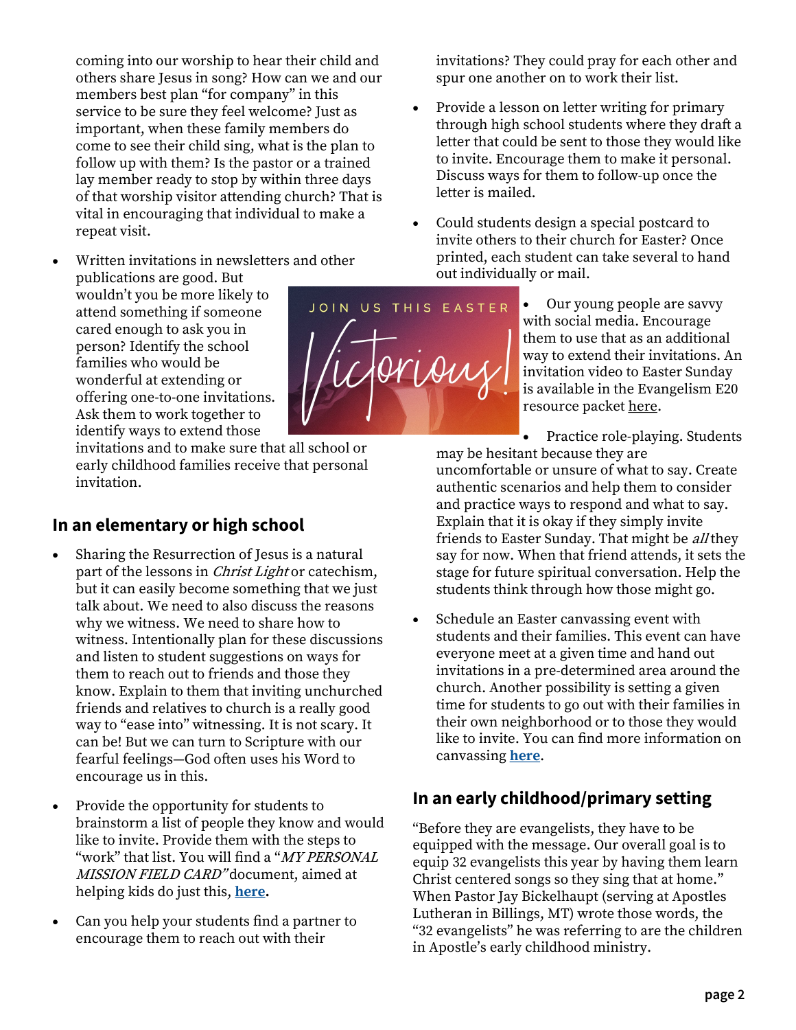coming into our worship to hear their child and others share Jesus in song? How can we and our members best plan "for company" in this service to be sure they feel welcome? Just as important, when these family members do come to see their child sing, what is the plan to follow up with them? Is the pastor or a trained lay member ready to stop by within three days of that worship visitor attending church? That is vital in encouraging that individual to make a repeat visit.

- Written invitations in newsletters and other publications are good. But wouldn't you be more likely to attend something if someone cared enough to ask you in person? Identify the school families who would be wonderful at extending or offering one-to-one invitations. Ask them to work together to identify ways to extend those invitations and to make sure that all school or early childhood families receive that personal invitation.

## In an elementary or high school

- Sharing the Resurrection of Jesus is a natural part of the lessons in *Christ Light* or catechism, but it can easily become something that we just talk about. We need to also discuss the reasons why we witness. We need to share how to witness. Intentionally plan for these discussions and listen to student suggestions on ways for them to reach out to friends and those they know. Explain to them that inviting unchurched friends and relatives to church is a really good way to "ease into" witnessing. It is not scary. It can be! But we can turn to Scripture with our fearful feelings—God often uses his Word to encourage us in this.

- Provide the opportunity for students to brainstorm a list of people they know and would like to invite. Provide them with the steps to "work" that list. You will find a "*MY PERSONAL MISSION FIELD CARD*" document, aimed at helping kids do just this, **here**.

- Can you help your students find a partner to encourage them to reach out with their invitations? They could pray for each other and spur one another on to work their list.

- Provide a lesson on letter writing for primary through high school students where they draft a letter that could be sent to those they would like to invite. Encourage them to make it personal. Discuss ways for them to follow-up once the letter is mailed.

- Could students design a special postcard to invite others to their church for Easter? Once printed, each student can take several to hand out individually or mail.

JOIN US THIS EASTER

Victorious!

- Our young people are savvy with social media. Encourage them to use that as an additional way to extend their invitations. An invitation video to Easter Sunday is available in the Evangelism E20 resource packet here.

- Practice role-playing. Students may be hesitant because they are uncomfortable or unsure of what to say. Create authentic scenarios and help them to consider and practice ways to respond and what to say. Explain that it is okay if they simply invite friends to Easter Sunday. That might be *all* they say for now. When that friend attends, it sets the stage for future spiritual conversation. Help the students think through how those might go.

- Schedule an Easter canvassing event with students and their families. This event can have everyone meet at a given time and hand out invitations in a pre-determined area around the church. Another possibility is setting a given time for students to go out with their families in their own neighborhood or to those they would like to invite. You can find more information on canvassing **here**.

## In an early childhood/primary setting

"Before they are evangelists, they have to be equipped with the message. Our overall goal is to equip 32 evangelists this year by having them learn Christ centered songs so they sing that at home." When Pastor Jay Bickelhaupt (serving at Apostles Lutheran in Billings, MT) wrote those words, the "32 evangelists" he was referring to are the children in Apostle's early childhood ministry.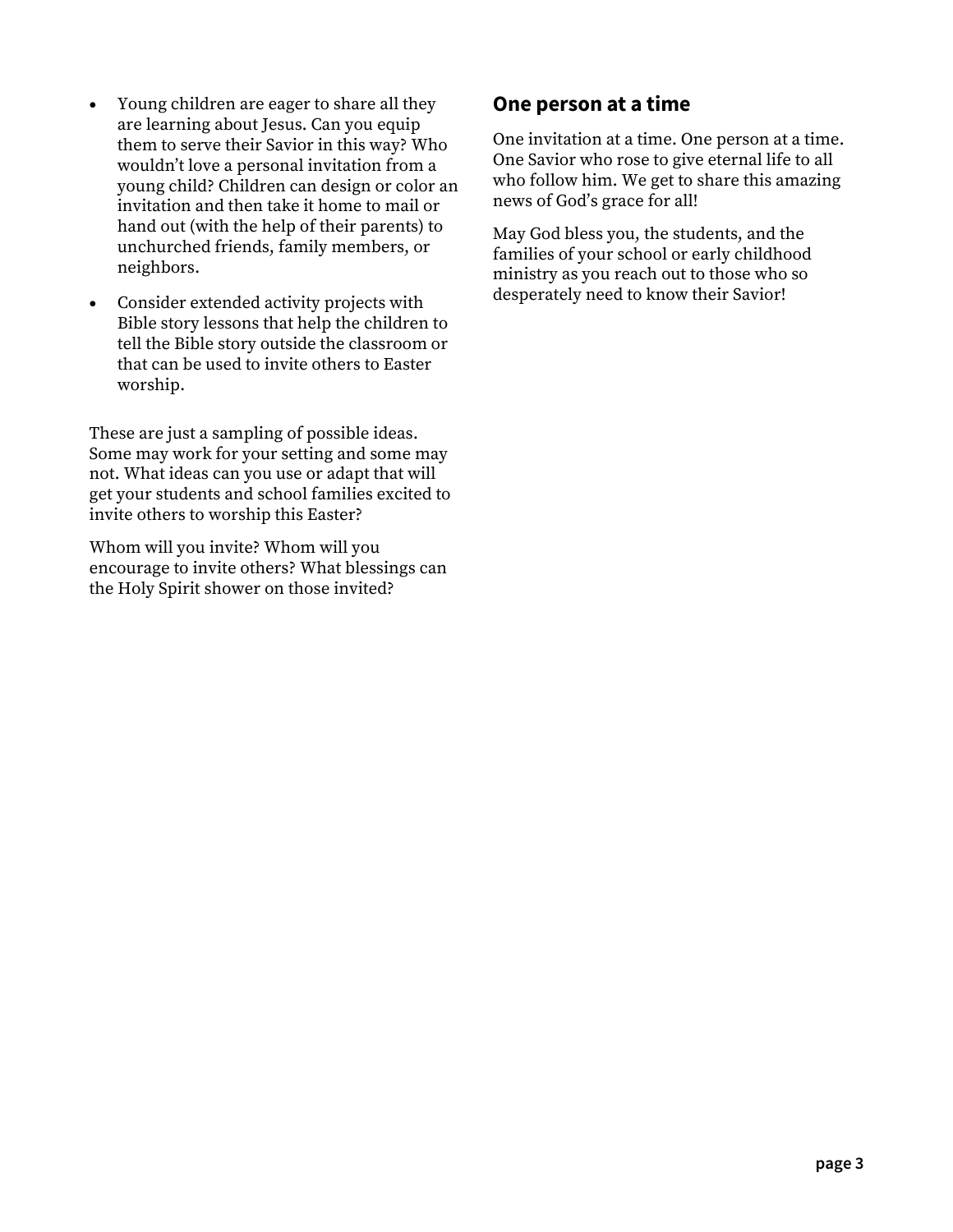- Young children are eager to share all they are learning about Jesus. Can you equip them to serve their Savior in this way? Who wouldn't love a personal invitation from a young child? Children can design or color an invitation and then take it home to mail or hand out (with the help of their parents) to unchurched friends, family members, or neighbors.
- Consider extended activity projects with Bible story lessons that help the children to tell the Bible story outside the classroom or that can be used to invite others to Easter worship.

These are just a sampling of possible ideas. Some may work for your setting and some may not. What ideas can you use or adapt that will get your students and school families excited to invite others to worship this Easter?

Whom will you invite? Whom will you encourage to invite others? What blessings can the Holy Spirit shower on those invited?

## One person at a time

One invitation at a time. One person at a time. One Savior who rose to give eternal life to all who follow him. We get to share this amazing news of God's grace for all!

May God bless you, the students, and the families of your school or early childhood ministry as you reach out to those who so desperately need to know their Savior!